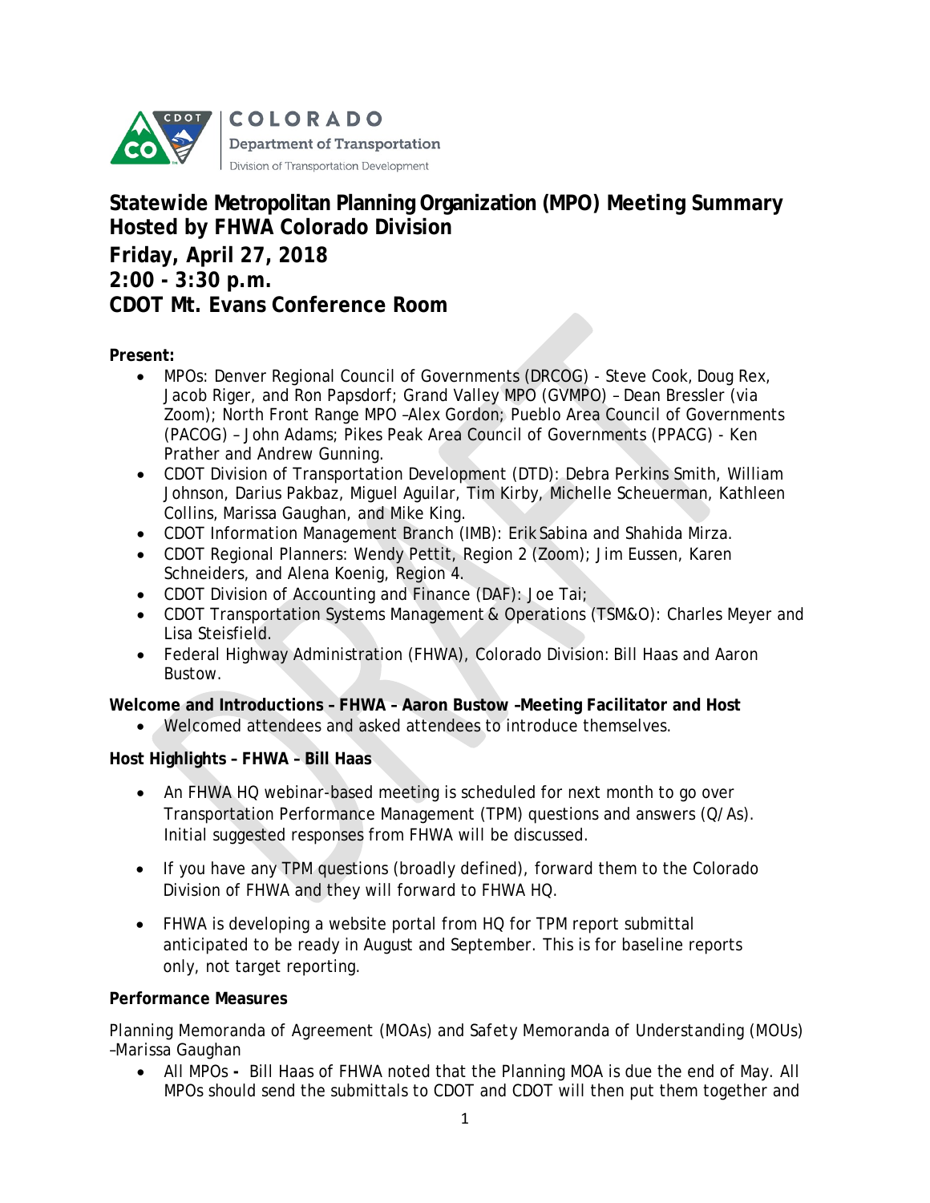COLORADO
Department of Transportation
Division of Transportation Development

# Statewide Metropolitan Planning Organization (MPO) Meeting Summary Hosted by FHWA Colorado Division

## Friday, April 27, 2018
## 2:00 - 3:30 p.m.
## CDOT Mt. Evans Conference Room

**Present:**

- MPOs: Denver Regional Council of Governments (DRCOG) - Steve Cook, Doug Rex, Jacob Riger, and Ron Papsdorf; Grand Valley MPO (GVMPO) – Dean Bressler (via Zoom); North Front Range MPO –Alex Gordon; Pueblo Area Council of Governments (PACOG) – John Adams; Pikes Peak Area Council of Governments (PPACG) - Ken Prather and Andrew Gunning.
- CDOT Division of Transportation Development (DTD): Debra Perkins Smith, William Johnson, Darius Pakbaz, Miguel Aguilar, Tim Kirby, Michelle Scheuerman, Kathleen Collins, Marissa Gaughan, and Mike King.
- CDOT Information Management Branch (IMB): Erik Sabina and Shahida Mirza.
- CDOT Regional Planners: Wendy Pettit, Region 2 (Zoom); Jim Eussen, Karen Schneiders, and Alena Koenig, Region 4.
- CDOT Division of Accounting and Finance (DAF): Joe Tai;
- CDOT Transportation Systems Management & Operations (TSM&O): Charles Meyer and Lisa Steisfield.
- Federal Highway Administration (FHWA), Colorado Division: Bill Haas and Aaron Bustow.

**Welcome and Introductions – FHWA – Aaron Bustow –Meeting Facilitator and Host**

- Welcomed attendees and asked attendees to introduce themselves.

**Host Highlights – FHWA – Bill Haas**

- An FHWA HQ webinar-based meeting is scheduled for next month to go over Transportation Performance Management (TPM) questions and answers (Q/As). Initial suggested responses from FHWA will be discussed.
- If you have any TPM questions (broadly defined), forward them to the Colorado Division of FHWA and they will forward to FHWA HQ.
- FHWA is developing a website portal from HQ for TPM report submittal anticipated to be ready in August and September. This is for baseline reports only, not target reporting.

**Performance Measures**

Planning Memoranda of Agreement (MOAs) and Safety Memoranda of Understanding (MOUs) –Marissa Gaughan

- All MPOs **-** Bill Haas of FHWA noted that the Planning MOA is due the end of May. All MPOs should send the submittals to CDOT and CDOT will then put them together and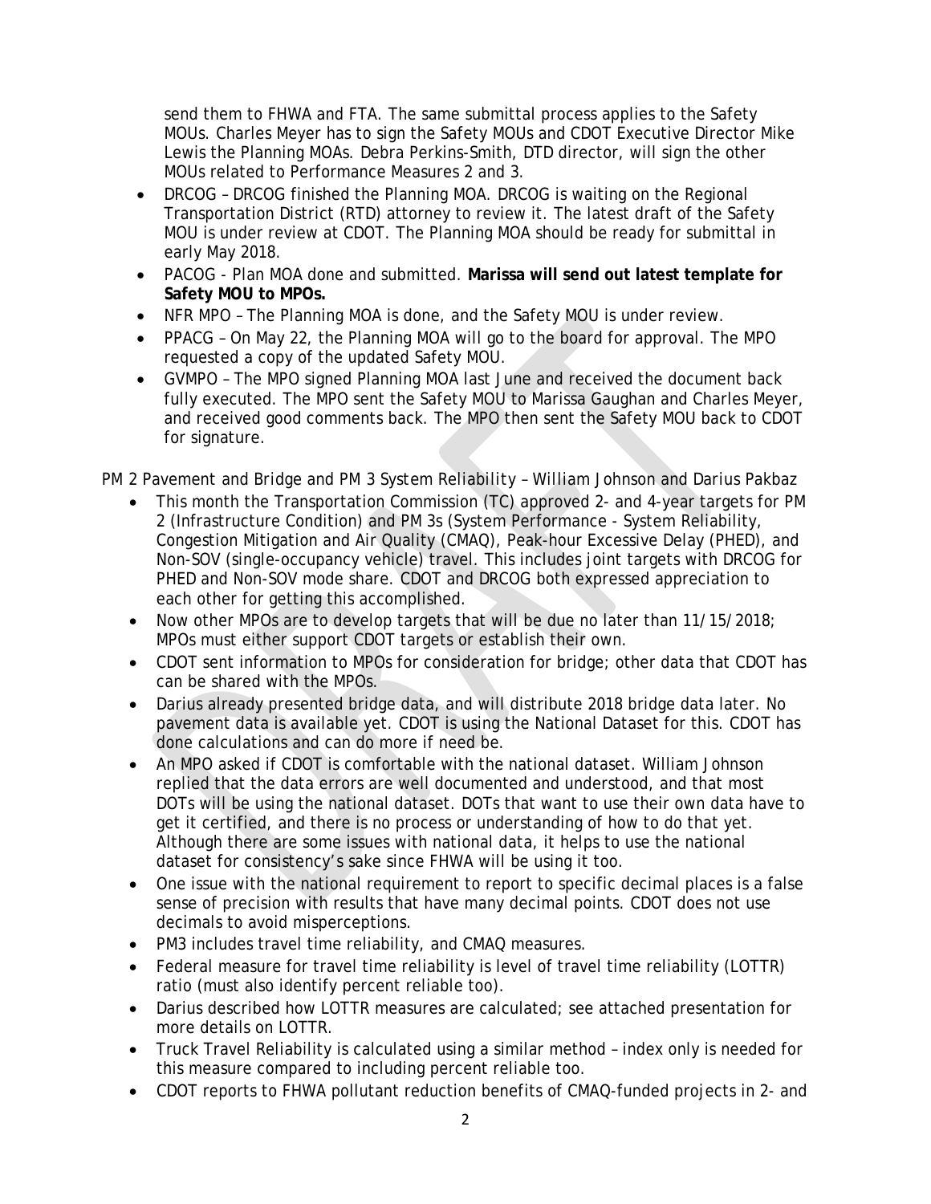send them to FHWA and FTA. The same submittal process applies to the Safety MOUs. Charles Meyer has to sign the Safety MOUs and CDOT Executive Director Mike Lewis the Planning MOAs. Debra Perkins-Smith, DTD director, will sign the other MOUs related to Performance Measures 2 and 3.

- DRCOG – DRCOG finished the Planning MOA. DRCOG is waiting on the Regional Transportation District (RTD) attorney to review it. The latest draft of the Safety MOU is under review at CDOT. The Planning MOA should be ready for submittal in early May 2018.
- PACOG - Plan MOA done and submitted. **Marissa will send out latest template for Safety MOU to MPOs.**
- NFR MPO – The Planning MOA is done, and the Safety MOU is under review.
- PPACG – On May 22, the Planning MOA will go to the board for approval. The MPO requested a copy of the updated Safety MOU.
- GVMPO – The MPO signed Planning MOA last June and received the document back fully executed. The MPO sent the Safety MOU to Marissa Gaughan and Charles Meyer, and received good comments back. The MPO then sent the Safety MOU back to CDOT for signature.

PM 2 Pavement and Bridge and PM 3 System Reliability – William Johnson and Darius Pakbaz

- This month the Transportation Commission (TC) approved 2- and 4-year targets for PM 2 (Infrastructure Condition) and PM 3s (System Performance - System Reliability, Congestion Mitigation and Air Quality (CMAQ), Peak-hour Excessive Delay (PHED), and Non-SOV (single-occupancy vehicle) travel. This includes joint targets with DRCOG for PHED and Non-SOV mode share. CDOT and DRCOG both expressed appreciation to each other for getting this accomplished.
- Now other MPOs are to develop targets that will be due no later than 11/15/2018; MPOs must either support CDOT targets or establish their own.
- CDOT sent information to MPOs for consideration for bridge; other data that CDOT has can be shared with the MPOs.
- Darius already presented bridge data, and will distribute 2018 bridge data later. No pavement data is available yet. CDOT is using the National Dataset for this. CDOT has done calculations and can do more if need be.
- An MPO asked if CDOT is comfortable with the national dataset. William Johnson replied that the data errors are well documented and understood, and that most DOTs will be using the national dataset. DOTs that want to use their own data have to get it certified, and there is no process or understanding of how to do that yet. Although there are some issues with national data, it helps to use the national dataset for consistency's sake since FHWA will be using it too.
- One issue with the national requirement to report to specific decimal places is a false sense of precision with results that have many decimal points. CDOT does not use decimals to avoid misperceptions.
- PM3 includes travel time reliability, and CMAQ measures.
- Federal measure for travel time reliability is level of travel time reliability (LOTTR) ratio (must also identify percent reliable too).
- Darius described how LOTTR measures are calculated; see attached presentation for more details on LOTTR.
- Truck Travel Reliability is calculated using a similar method – index only is needed for this measure compared to including percent reliable too.
- CDOT reports to FHWA pollutant reduction benefits of CMAQ-funded projects in 2- and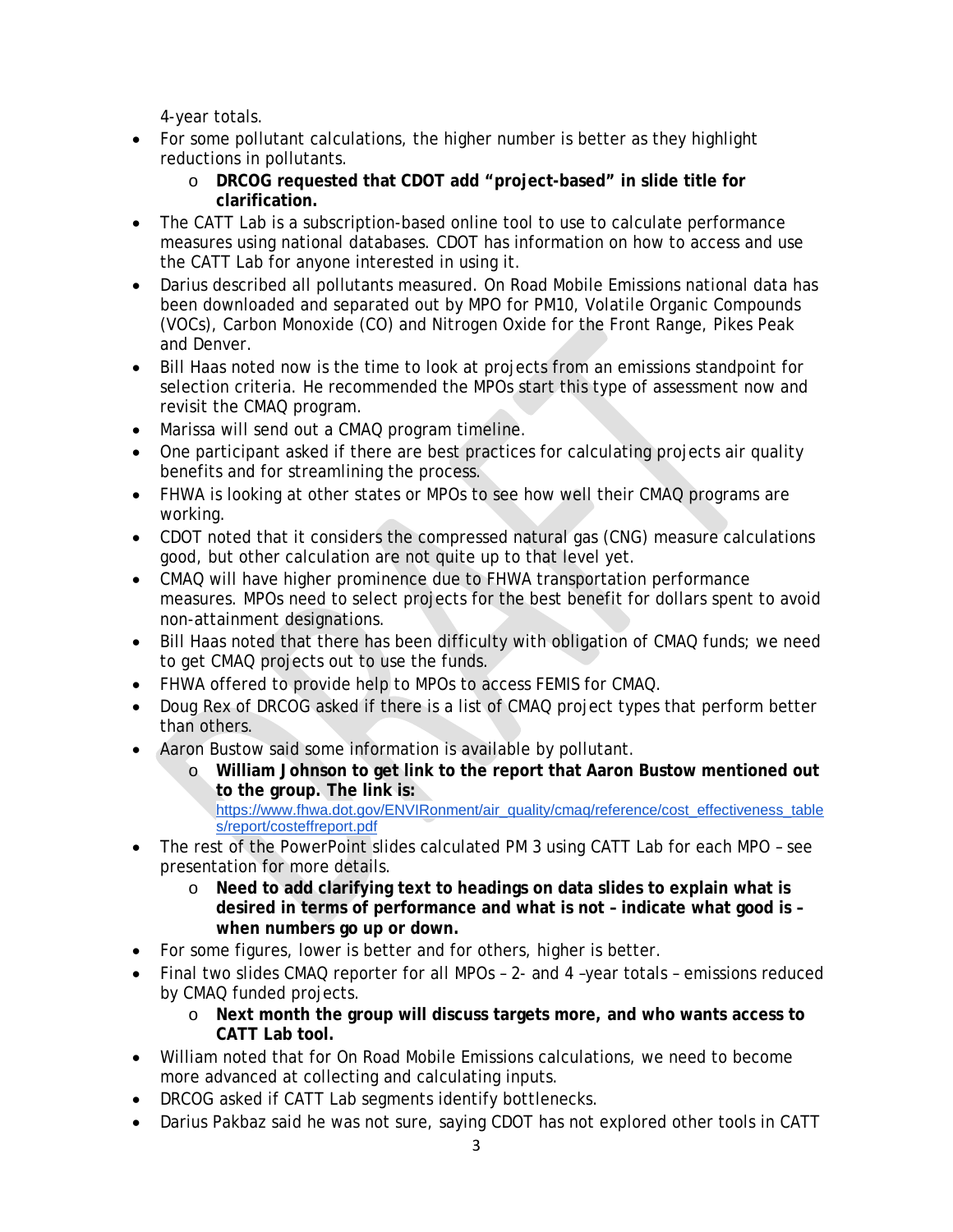4-year totals.

- For some pollutant calculations, the higher number is better as they highlight reductions in pollutants.
  - **DRCOG requested that CDOT add "project-based" in slide title for clarification.**
- The CATT Lab is a subscription-based online tool to use to calculate performance measures using national databases. CDOT has information on how to access and use the CATT Lab for anyone interested in using it.
- Darius described all pollutants measured. On Road Mobile Emissions national data has been downloaded and separated out by MPO for PM10, Volatile Organic Compounds (VOCs), Carbon Monoxide (CO) and Nitrogen Oxide for the Front Range, Pikes Peak and Denver.
- Bill Haas noted now is the time to look at projects from an emissions standpoint for selection criteria. He recommended the MPOs start this type of assessment now and revisit the CMAQ program.
- Marissa will send out a CMAQ program timeline.
- One participant asked if there are best practices for calculating projects air quality benefits and for streamlining the process.
- FHWA is looking at other states or MPOs to see how well their CMAQ programs are working.
- CDOT noted that it considers the compressed natural gas (CNG) measure calculations good, but other calculation are not quite up to that level yet.
- CMAQ will have higher prominence due to FHWA transportation performance measures. MPOs need to select projects for the best benefit for dollars spent to avoid non-attainment designations.
- Bill Haas noted that there has been difficulty with obligation of CMAQ funds; we need to get CMAQ projects out to use the funds.
- FHWA offered to provide help to MPOs to access FEMIS for CMAQ.
- Doug Rex of DRCOG asked if there is a list of CMAQ project types that perform better than others.
- Aaron Bustow said some information is available by pollutant.
  - **William Johnson to get link to the report that Aaron Bustow mentioned out to the group. The link is:** https://www.fhwa.dot.gov/ENVIRonment/air_quality/cmaq/reference/cost_effectiveness_tables/report/costeffreport.pdf
- The rest of the PowerPoint slides calculated PM 3 using CATT Lab for each MPO – see presentation for more details.
  - **Need to add clarifying text to headings on data slides to explain what is desired in terms of performance and what is not – indicate what good is – when numbers go up or down.**
- For some figures, lower is better and for others, higher is better.
- Final two slides CMAQ reporter for all MPOs – 2- and 4 –year totals – emissions reduced by CMAQ funded projects.
  - **Next month the group will discuss targets more, and who wants access to CATT Lab tool.**
- William noted that for On Road Mobile Emissions calculations, we need to become more advanced at collecting and calculating inputs.
- DRCOG asked if CATT Lab segments identify bottlenecks.
- Darius Pakbaz said he was not sure, saying CDOT has not explored other tools in CATT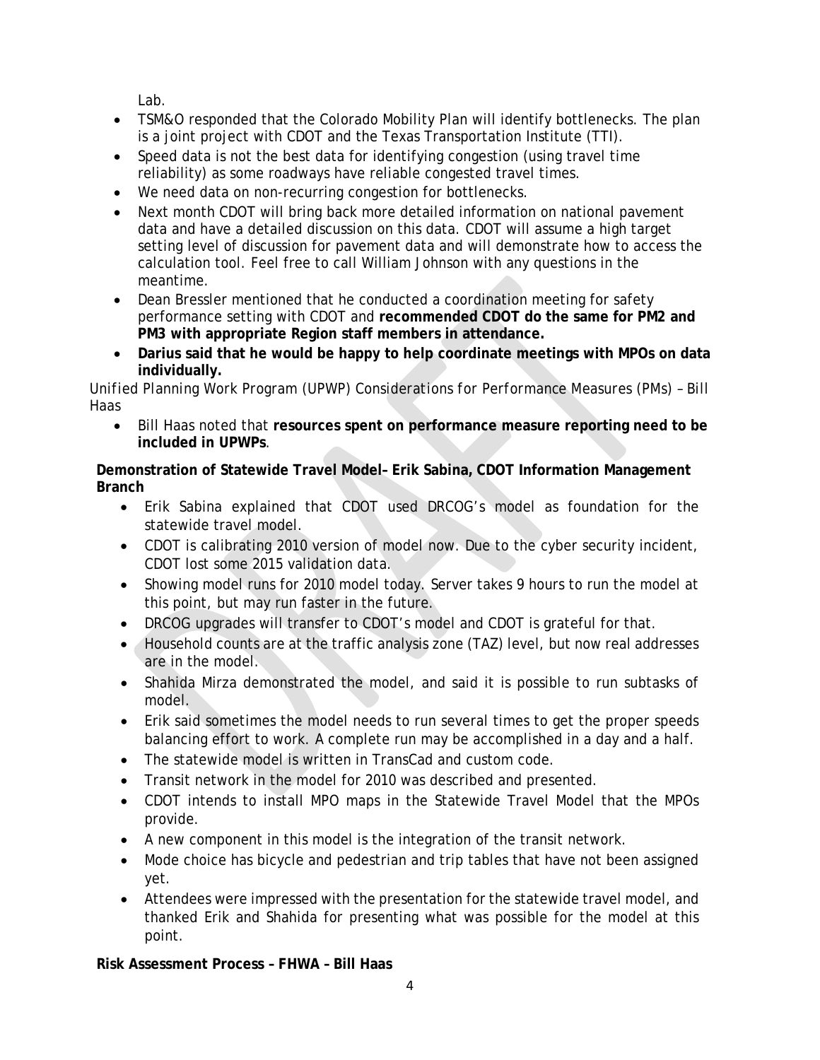Lab.

- TSM&O responded that the Colorado Mobility Plan will identify bottlenecks. The plan is a joint project with CDOT and the Texas Transportation Institute (TTI).
- Speed data is not the best data for identifying congestion (using travel time reliability) as some roadways have reliable congested travel times.
- We need data on non-recurring congestion for bottlenecks.
- Next month CDOT will bring back more detailed information on national pavement data and have a detailed discussion on this data. CDOT will assume a high target setting level of discussion for pavement data and will demonstrate how to access the calculation tool. Feel free to call William Johnson with any questions in the meantime.
- Dean Bressler mentioned that he conducted a coordination meeting for safety performance setting with CDOT and **recommended CDOT do the same for PM2 and PM3 with appropriate Region staff members in attendance.**
- **Darius said that he would be happy to help coordinate meetings with MPOs on data individually.**

Unified Planning Work Program (UPWP) Considerations for Performance Measures (PMs) – Bill Haas

- Bill Haas noted that **resources spent on performance measure reporting need to be included in UPWPs**.

**Demonstration of Statewide Travel Model– Erik Sabina, CDOT Information Management Branch**

- Erik Sabina explained that CDOT used DRCOG's model as foundation for the statewide travel model.
- CDOT is calibrating 2010 version of model now. Due to the cyber security incident, CDOT lost some 2015 validation data.
- Showing model runs for 2010 model today. Server takes 9 hours to run the model at this point, but may run faster in the future.
- DRCOG upgrades will transfer to CDOT's model and CDOT is grateful for that.
- Household counts are at the traffic analysis zone (TAZ) level, but now real addresses are in the model.
- Shahida Mirza demonstrated the model, and said it is possible to run subtasks of model.
- Erik said sometimes the model needs to run several times to get the proper speeds balancing effort to work. A complete run may be accomplished in a day and a half.
- The statewide model is written in TransCad and custom code.
- Transit network in the model for 2010 was described and presented.
- CDOT intends to install MPO maps in the Statewide Travel Model that the MPOs provide.
- A new component in this model is the integration of the transit network.
- Mode choice has bicycle and pedestrian and trip tables that have not been assigned yet.
- Attendees were impressed with the presentation for the statewide travel model, and thanked Erik and Shahida for presenting what was possible for the model at this point.

**Risk Assessment Process – FHWA – Bill Haas**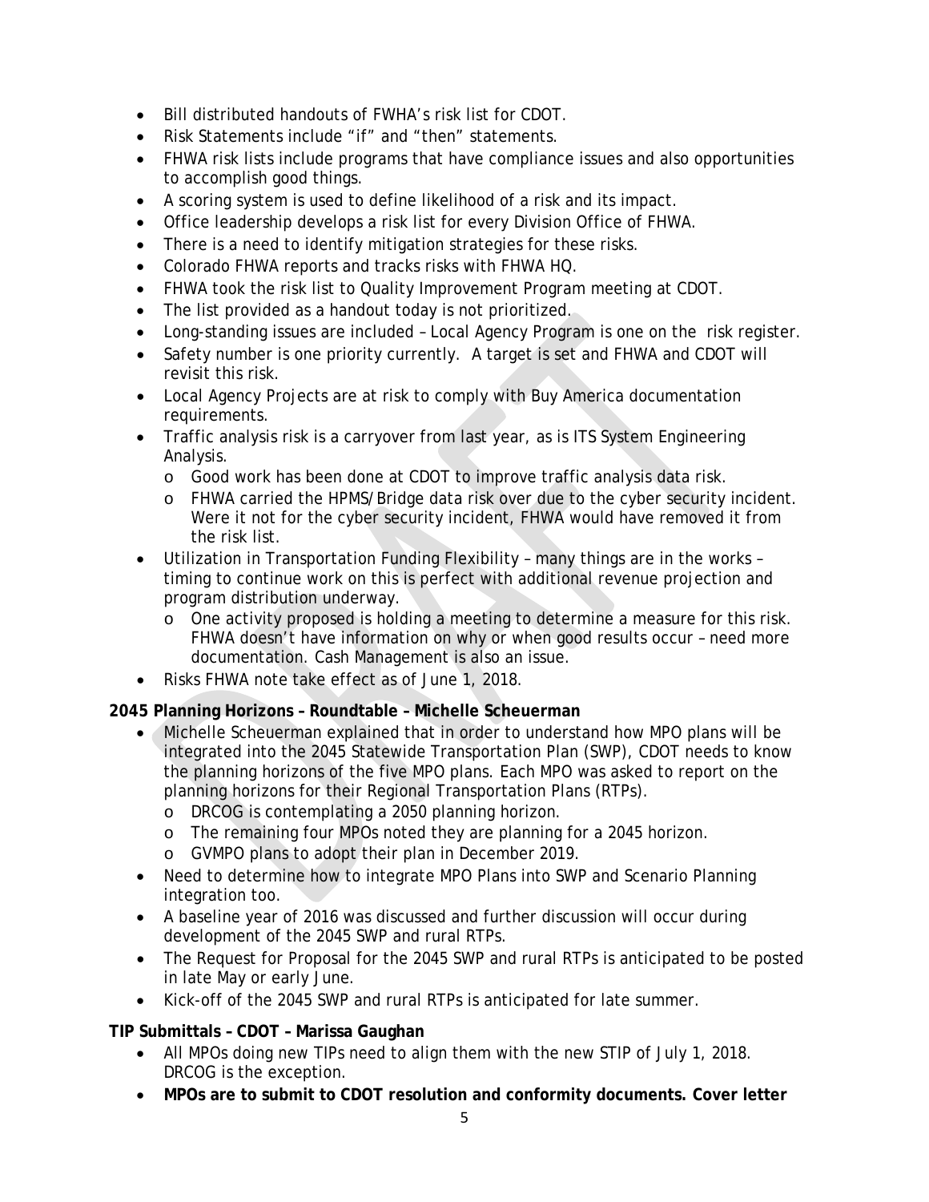- Bill distributed handouts of FWHA's risk list for CDOT.
- Risk Statements include "if" and "then" statements.
- FHWA risk lists include programs that have compliance issues and also opportunities to accomplish good things.
- A scoring system is used to define likelihood of a risk and its impact.
- Office leadership develops a risk list for every Division Office of FHWA.
- There is a need to identify mitigation strategies for these risks.
- Colorado FHWA reports and tracks risks with FHWA HQ.
- FHWA took the risk list to Quality Improvement Program meeting at CDOT.
- The list provided as a handout today is not prioritized.
- Long-standing issues are included – Local Agency Program is one on the risk register.
- Safety number is one priority currently. A target is set and FHWA and CDOT will revisit this risk.
- Local Agency Projects are at risk to comply with Buy America documentation requirements.
- Traffic analysis risk is a carryover from last year, as is ITS System Engineering Analysis.
  - Good work has been done at CDOT to improve traffic analysis data risk.
  - FHWA carried the HPMS/Bridge data risk over due to the cyber security incident. Were it not for the cyber security incident, FHWA would have removed it from the risk list.
- Utilization in Transportation Funding Flexibility – many things are in the works – timing to continue work on this is perfect with additional revenue projection and program distribution underway.
  - One activity proposed is holding a meeting to determine a measure for this risk. FHWA doesn't have information on why or when good results occur – need more documentation. Cash Management is also an issue.
- Risks FHWA note take effect as of June 1, 2018.

**2045 Planning Horizons – Roundtable – Michelle Scheuerman**

- Michelle Scheuerman explained that in order to understand how MPO plans will be integrated into the 2045 Statewide Transportation Plan (SWP), CDOT needs to know the planning horizons of the five MPO plans. Each MPO was asked to report on the planning horizons for their Regional Transportation Plans (RTPs).
  - DRCOG is contemplating a 2050 planning horizon.
  - The remaining four MPOs noted they are planning for a 2045 horizon.
  - GVMPO plans to adopt their plan in December 2019.
- Need to determine how to integrate MPO Plans into SWP and Scenario Planning integration too.
- A baseline year of 2016 was discussed and further discussion will occur during development of the 2045 SWP and rural RTPs.
- The Request for Proposal for the 2045 SWP and rural RTPs is anticipated to be posted in late May or early June.
- Kick-off of the 2045 SWP and rural RTPs is anticipated for late summer.

**TIP Submittals – CDOT – Marissa Gaughan**

- All MPOs doing new TIPs need to align them with the new STIP of July 1, 2018. DRCOG is the exception.
- **MPOs are to submit to CDOT resolution and conformity documents. Cover letter**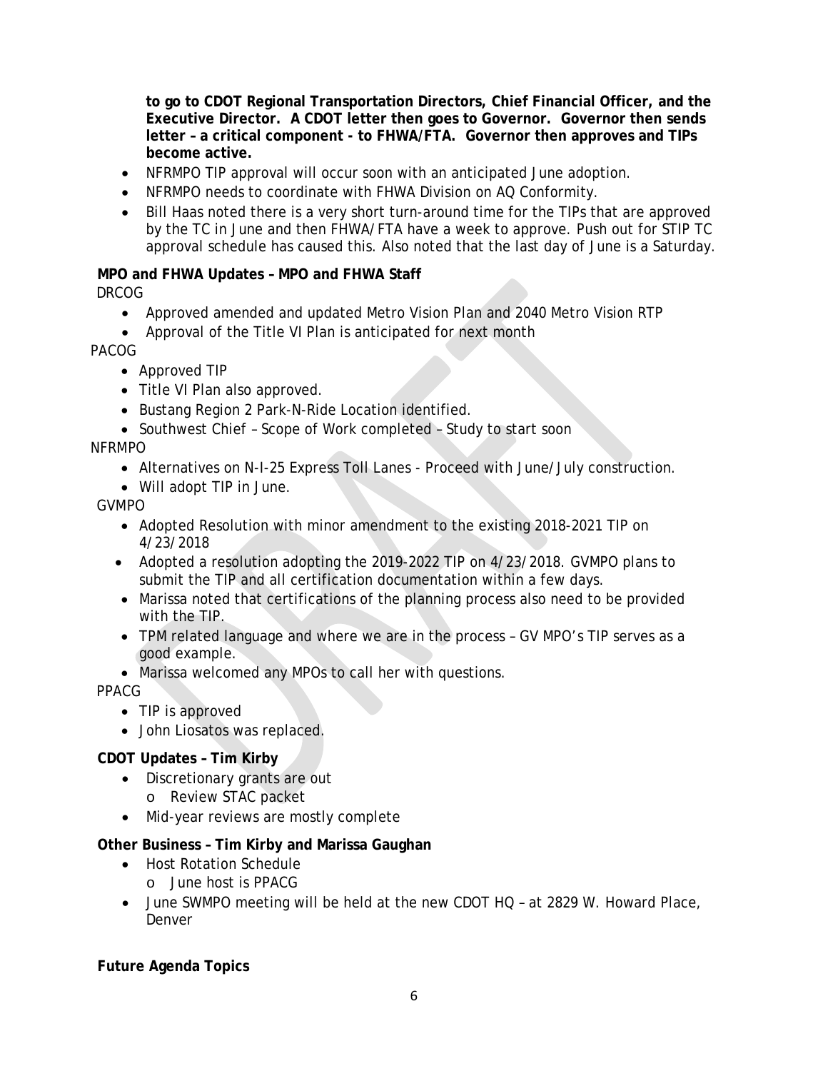**to go to CDOT Regional Transportation Directors, Chief Financial Officer, and the Executive Director. A CDOT letter then goes to Governor. Governor then sends letter – a critical component - to FHWA/FTA. Governor then approves and TIPs become active.**

- NFRMPO TIP approval will occur soon with an anticipated June adoption.
- NFRMPO needs to coordinate with FHWA Division on AQ Conformity.
- Bill Haas noted there is a very short turn-around time for the TIPs that are approved by the TC in June and then FHWA/FTA have a week to approve. Push out for STIP TC approval schedule has caused this. Also noted that the last day of June is a Saturday.

**MPO and FHWA Updates – MPO and FHWA Staff**

DRCOG

- Approved amended and updated Metro Vision Plan and 2040 Metro Vision RTP
- Approval of the Title VI Plan is anticipated for next month

PACOG

- Approved TIP
- Title VI Plan also approved.
- Bustang Region 2 Park-N-Ride Location identified.
- Southwest Chief – Scope of Work completed – Study to start soon

NFRMPO

- Alternatives on N-I-25 Express Toll Lanes - Proceed with June/July construction.
- Will adopt TIP in June.

GVMPO

- Adopted Resolution with minor amendment to the existing 2018-2021 TIP on 4/23/2018
- Adopted a resolution adopting the 2019-2022 TIP on 4/23/2018. GVMPO plans to submit the TIP and all certification documentation within a few days.
- Marissa noted that certifications of the planning process also need to be provided with the TIP.
- TPM related language and where we are in the process – GV MPO's TIP serves as a good example.
- Marissa welcomed any MPOs to call her with questions.

PPACG

- TIP is approved
- John Liosatos was replaced.

**CDOT Updates – Tim Kirby**

- Discretionary grants are out
  - Review STAC packet
- Mid-year reviews are mostly complete

**Other Business – Tim Kirby and Marissa Gaughan**

- Host Rotation Schedule
  - June host is PPACG
- June SWMPO meeting will be held at the new CDOT HQ – at 2829 W. Howard Place, Denver

**Future Agenda Topics**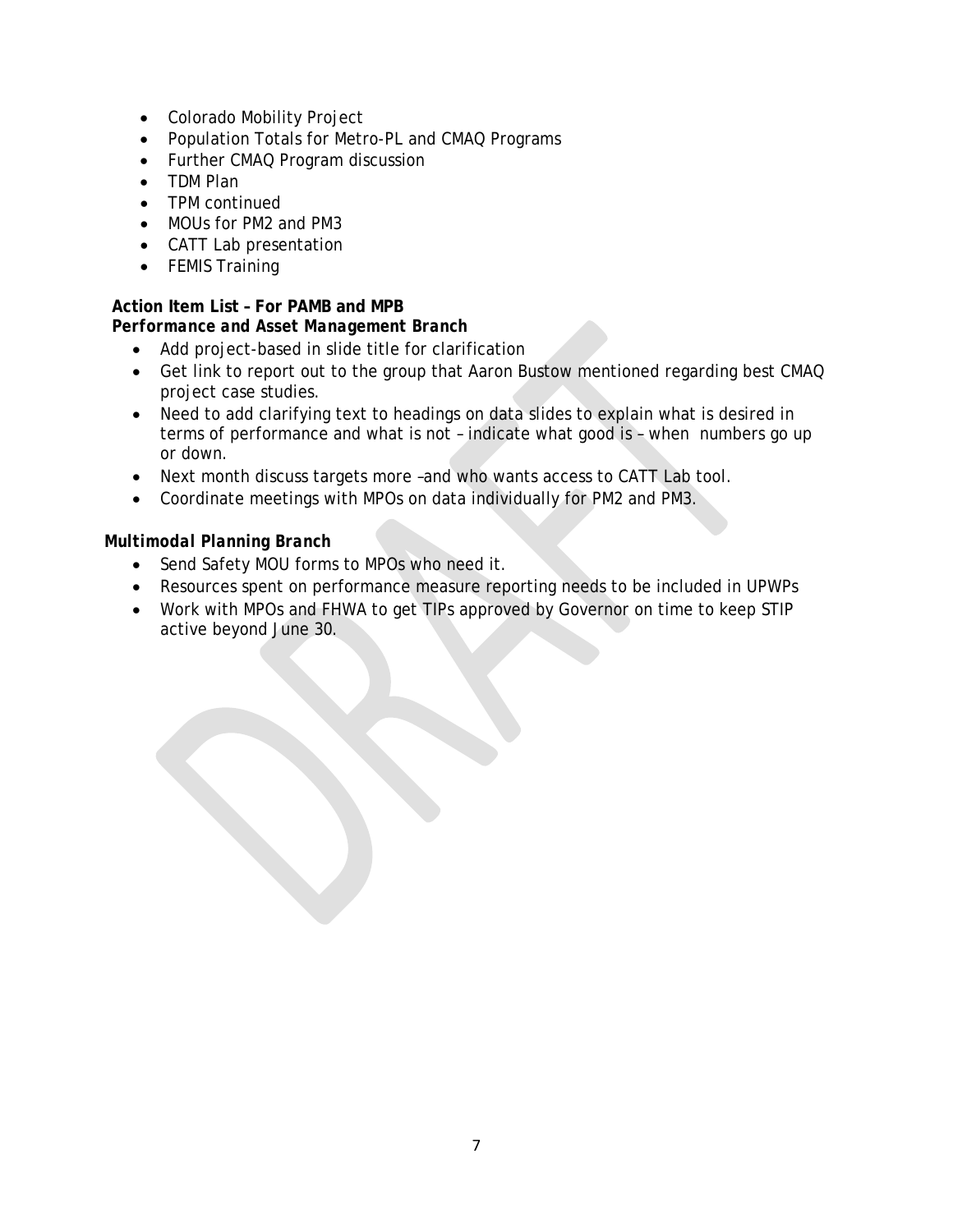- Colorado Mobility Project
- Population Totals for Metro-PL and CMAQ Programs
- Further CMAQ Program discussion
- TDM Plan
- TPM continued
- MOUs for PM2 and PM3
- CATT Lab presentation
- FEMIS Training

**Action Item List – For PAMB and MPB**

***Performance and Asset Management Branch***

- Add project-based in slide title for clarification
- Get link to report out to the group that Aaron Bustow mentioned regarding best CMAQ project case studies.
- Need to add clarifying text to headings on data slides to explain what is desired in terms of performance and what is not – indicate what good is – when numbers go up or down.
- Next month discuss targets more –and who wants access to CATT Lab tool.
- Coordinate meetings with MPOs on data individually for PM2 and PM3.

***Multimodal Planning Branch***

- Send Safety MOU forms to MPOs who need it.
- Resources spent on performance measure reporting needs to be included in UPWPs
- Work with MPOs and FHWA to get TIPs approved by Governor on time to keep STIP active beyond June 30.